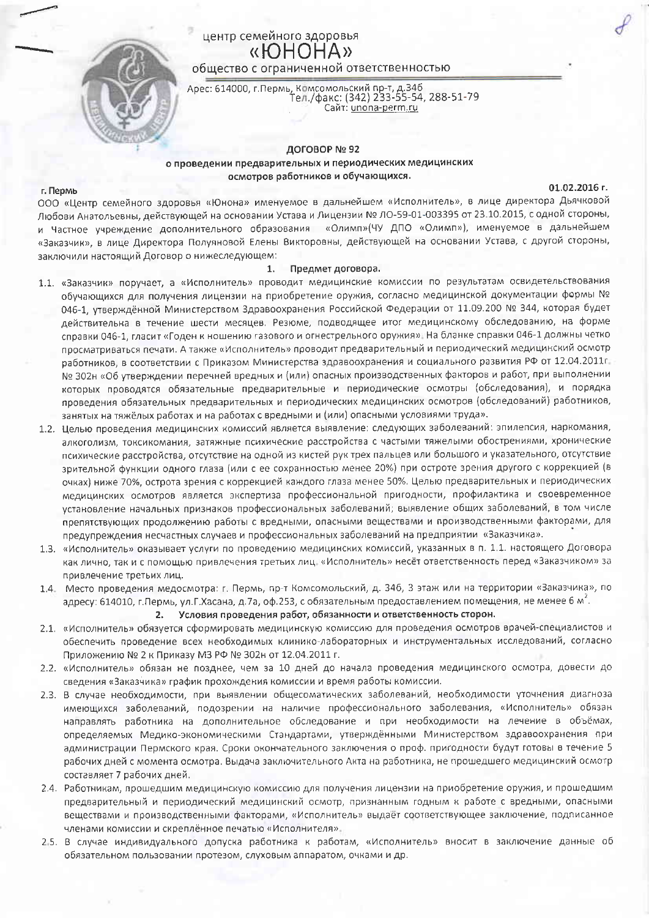центр семейного здоровья

**«ЮНОНА»**

общество с ограниченной ответственностью

Арес: 614000, г.Пермь, Комсомольский пр-т, д.34б
Тел./факс: (342) 233-55-54, 288-51-79
Сайт: unona-perm.ru

## ДОГОВОР № 92

### о проведении предварительных и периодических медицинских осмотров работников и обучающихся.

г. Пермь 01.02.2016 г.

ООО «Центр семейного здоровья «Юнона» именуемое в дальнейшем «Исполнитель», в лице директора Дьячковой Любови Анатольевны, действующей на основании Устава и Лицензии № ЛО-59-01-003395 от 23.10.2015, с одной стороны, и Частное учреждение дополнительного образования «Олимп»(ЧУ ДПО «Олимп»), именуемое в дальнейшем «Заказчик», в лице Директора Полуяновой Елены Викторовны, действующей на основании Устава, с другой стороны, заключили настоящий Договор о нижеследующем:

#### 1. Предмет договора.

1.1. «Заказчик» поручает, а «Исполнитель» проводит медицинские комиссии по результатам освидетельствования обучающихся для получения лицензии на приобретение оружия, согласно медицинской документации формы № 046-1, утверждённой Министерством Здравоохранения Российской Федерации от 11.09.200 № 344, которая будет действительна в течение шести месяцев. Резюме, подводящее итог медицинскому обследованию, на форме справки 046-1, гласит «Годен к ношению газового и огнестрельного оружия». На бланке справки 046-1 должны четко просматриваться печати. А также «Исполнитель» проводит предварительный и периодический медицинский осмотр работников, в соответствии с Приказом Министерства здравоохранения и социального развития РФ от 12.04.2011г. № 302н «Об утверждении перечней вредных и (или) опасных производственных факторов и работ, при выполнении которых проводятся обязательные предварительные и периодические осмотры (обследования), и порядка проведения обязательных предварительных и периодических медицинских осмотров (обследований) работников, занятых на тяжёлых работах и на работах с вредными и (или) опасными условиями труда».

1.2. Целью проведения медицинских комиссий является выявление: следующих заболеваний: эпилепсия, наркомания, алкоголизм, токсикомания, затяжные психические расстройства с частыми тяжелыми обострениями, хронические психические расстройства, отсутствие на одной из кистей рук трех пальцев или большого и указательного, отсутствие зрительной функции одного глаза (или с ее сохранностью менее 20%) при остроте зрения другого с коррекцией (в очках) ниже 70%, острота зрения с коррекцией каждого глаза менее 50%. Целью предварительных и периодических медицинских осмотров является экспертиза профессиональной пригодности, профилактика и своевременное установление начальных признаков профессиональных заболеваний; выявление общих заболеваний, в том числе препятствующих продолжению работы с вредными, опасными веществами и производственными факторами, для предупреждения несчастных случаев и профессиональных заболеваний на предприятии «Заказчика».

1.3. «Исполнитель» оказывает услуги по проведению медицинских комиссий, указанных в п. 1.1. настоящего Договора как лично, так и с помощью привлечения третьих лиц. «Исполнитель» несёт ответственность перед «Заказчиком» за привлечение третьих лиц.

1.4. Место проведения медосмотра: г. Пермь, пр-т Комсомольский, д. 34б, 3 этаж или на территории «Заказчика», по адресу: 614010, г.Пермь, ул.Г.Хасана, д.7а, оф.253, с обязательным предоставлением помещения, не менее 6 м$^2$.

#### 2. Условия проведения работ, обязанности и ответственность сторон.

2.1. «Исполнитель» обязуется сформировать медицинскую комиссию для проведения осмотров врачей-специалистов и обеспечить проведение всех необходимых клинико-лабораторных и инструментальных исследований, согласно Приложению № 2 к Приказу МЗ РФ № 302н от 12.04.2011 г.

2.2. «Исполнитель» обязан не позднее, чем за 10 дней до начала проведения медицинского осмотра, довести до сведения «Заказчика» график прохождения комиссии и время работы комиссии.

2.3. В случае необходимости, при выявлении общесоматических заболеваний, необходимости уточнения диагноза имеющихся заболеваний, подозрении на наличие профессионального заболевания, «Исполнитель» обязан направлять работника на дополнительное обследование и при необходимости на лечение в объёмах, определяемых Медико-экономическими Стандартами, утверждёнными Министерством здравоохранения при администрации Пермского края. Сроки окончательного заключения о проф. пригодности будут готовы в течение 5 рабочих дней с момента осмотра. Выдача заключительного Акта на работника, не прошедшего медицинский осмотр составляет 7 рабочих дней.

2.4. Работникам, прошедшим медицинскую комиссию для получения лицензии на приобретение оружия, и прошедшим предварительный и периодический медицинский осмотр, признанным годным к работе с вредными, опасными веществами и производственными факторами, «Исполнитель» выдаёт соответствующее заключение, подписанное членами комиссии и скреплённое печатью «Исполнителя».

2.5. В случае индивидуального допуска работника к работам, «Исполнитель» вносит в заключение данные об обязательном пользовании протезом, слуховым аппаратом, очками и др.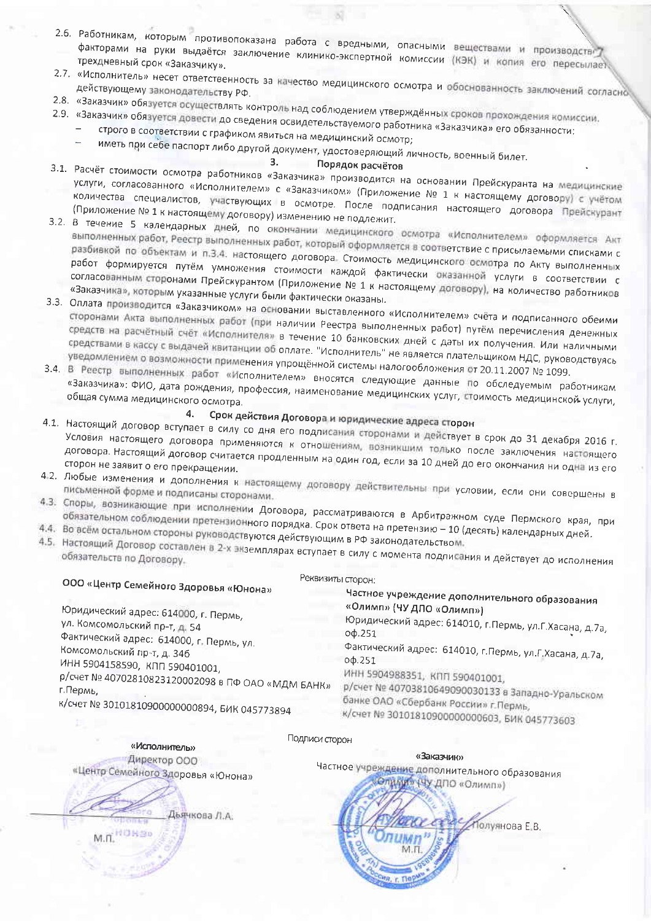2.6. Работникам, которым противопоказана работа с вредными, опасными веществами и производственными факторами на руки выдаётся заключение клинико-экспертной комиссии (КЭК) и копия его пересылается в трехдневный срок «Заказчику».

2.7. «Исполнитель» несет ответственность за качество медицинского осмотра и обоснованность заключений согласно действующему законодательству РФ.

2.8. «Заказчик» обязуется осуществлять контроль над соблюдением утверждённых сроков прохождения комиссии.

2.9. «Заказчик» обязуется довести до сведения освидетельствуемого работника «Заказчика» его обязанности:

- строго в соответствии с графиком явиться на медицинский осмотр;
- иметь при себе паспорт либо другой документ, удостоверяющий личность, военный билет.

## 3. Порядок расчётов

3.1. Расчёт стоимости осмотра работников «Заказчика» производится на основании Прейскуранта на медицинские услуги, согласованного «Исполнителем» с «Заказчиком» (Приложение № 1 к настоящему договору) с учётом количества специалистов, участвующих в осмотре. После подписания настоящего договора Прейскурант (Приложение № 1 к настоящему договору) изменению не подлежит.

3.2. В течение 5 календарных дней, по окончании медицинского осмотра «Исполнителем» оформляется Акт выполненных работ, Реестр выполненных работ, который оформляется в соответствие с присылаемыми списками с разбивкой по объектам и п.3.4. настоящего договора. Стоимость медицинского осмотра по Акту выполненных работ формируется путём умножения стоимости каждой фактически оказанной услуги в соответствии с согласованным сторонами Прейскурантом (Приложение № 1 к настоящему договору), на количество работников «Заказчика», которым указанные услуги были фактически оказаны.

3.3. Оплата производится «Заказчиком» на основании выставленного «Исполнителем» счёта и подписанного обеими сторонами Акта выполненных работ (при наличии Реестра выполненных работ) путём перечисления денежных средств на расчётный счёт «Исполнителя» в течение 10 банковских дней с даты их получения. Или наличными средствами в кассу с выдачей квитанции об оплате. "Исполнитель" не является плательщиком НДС, руководствуясь уведомлением о возможности применения упрощённой системы налогообложения от 20.11.2007 № 1099.

3.4. В Реестр выполненных работ «Исполнителем» вносятся следующие данные по обследуемым работникам «Заказчика»: ФИО, дата рождения, профессия, наименование медицинских услуг, стоимость медицинской услуги, общая сумма медицинского осмотра.

## 4. Срок действия Договора и юридические адреса сторон

4.1. Настоящий договор вступает в силу со дня его подписания сторонами и действует в срок до 31 декабря 2016 г. Условия настоящего договора применяются к отношениям, возникшим только после заключения настоящего договора. Настоящий договор считается продленным на один год, если за 10 дней до его окончания ни одна из его сторон не заявит о его прекращении.

4.2. Любые изменения и дополнения к настоящему договору действительны при условии, если они совершены в письменной форме и подписаны сторонами.

4.3. Споры, возникающие при исполнении Договора, рассматриваются в Арбитражном суде Пермского края, при обязательном соблюдении претензионного порядка. Срок ответа на претензию – 10 (десять) календарных дней.

4.4. Во всём остальном стороны руководствуются действующим в РФ законодательством.

4.5. Настоящий Договор составлен в 2-х экземплярах вступает в силу с момента подписания и действует до исполнения обязательств по Договору.

Реквизиты сторон:

**ООО «Центр Семейного Здоровья «Юнона»**

Юридический адрес: 614000, г. Пермь, ул. Комсомольский пр-т, д. 54
Фактический адрес: 614000, г. Пермь, ул. Комсомольский пр-т, д. 34б
ИНН 5904158590, КПП 590401001,
р/счет № 40702810823120002098 в ПФ ОАО «МДМ БАНК» г.Пермь,
к/счет № 30101810900000000894, БИК 045773894

**Частное учреждение дополнительного образования «Олимп» (ЧУ ДПО «Олимп»)**

Юридический адрес: 614010, г.Пермь, ул.Г.Хасана, д.7а, оф.251
Фактический адрес: 614010, г.Пермь, ул.Г.Хасана, д.7а, оф.251
ИНН 5904988351, КПП 590401001,
р/счет № 40703810649090030133 в Западно-Уральском банке ОАО «Сбербанк России» г.Пермь,
к/счет № 30101810900000000603, БИК 045773603

Подписи сторон

«Исполнитель»
Директор ООО «Центр Семейного Здоровья «Юнона»

_____________ Дьячкова Л.А.

М.П.

«Заказчик»
Частное учреждение дополнительного образования «Олимп» (ЧУ ДПО «Олимп»)

_____________ Полуянова Е.В.

М.П.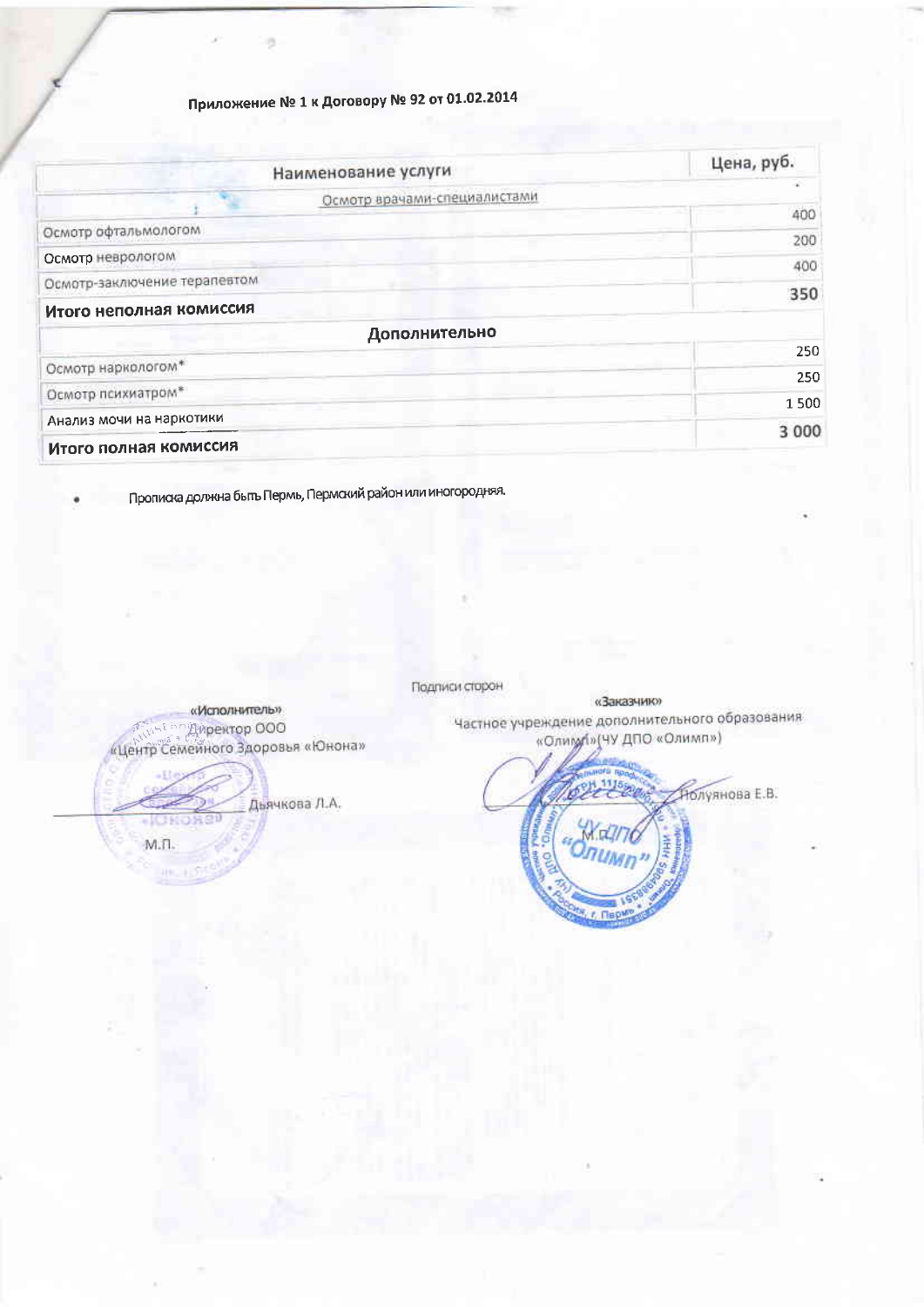Приложение № 1 к Договору № 92 от 01.02.2014

| Наименование услуги | Цена, руб. |
|---|---|
| Осмотр врачами-специалистами | |
| Осмотр офтальмологом | 400 |
| Осмотр неврологом | 200 |
| Осмотр-заключение терапевтом | 400 |
| **Итого неполная комиссия** | **350** |
| **Дополнительно** | |
| Осмотр наркологом* | 250 |
| Осмотр психиатром* | 250 |
| Анализ мочи на наркотики | 1 500 |
| **Итого полная комиссия** | **3 000** |

- Прописка должна быть Пермь, Пермский район или иногородняя.

Подписи сторон

«Исполнитель»
Директор ООО
«Центр Семейного Здоровья «Юнона»

_______________ Дьячкова Л.А.

М.П.

«Заказчик»
Частное учреждение дополнительного образования
«Олимп» (ЧУ ДПО «Олимп»)

_______________ Полуянова Е.В.

М.П.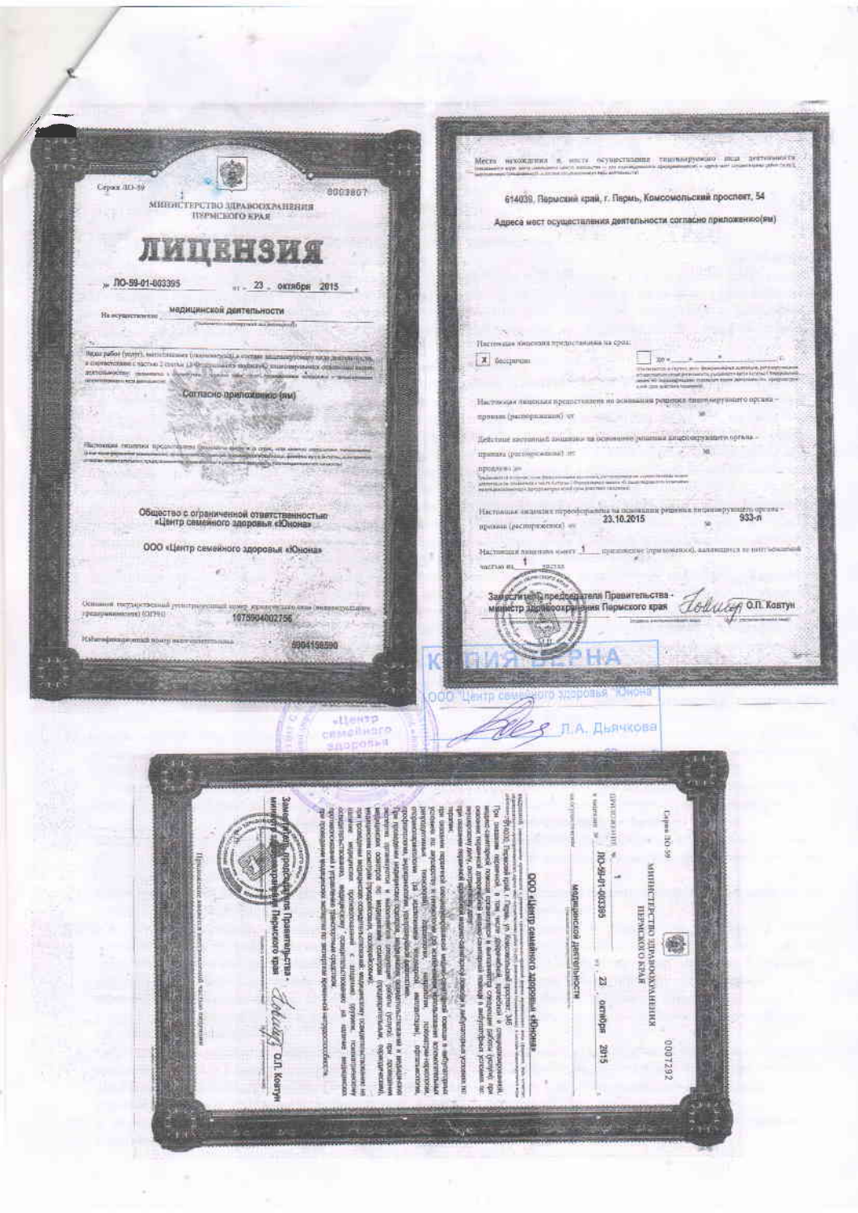Серия ЛО-59 0003807

МИНИСТЕРСТВО ЗДРАВООХРАНЕНИЯ ПЕРМСКОГО КРАЯ

# ЛИЦЕНЗИЯ

№ ЛО-59-01-003395 от « 23 » октября 2015 г.

На осуществление медицинской деятельности

Виды работ (услуг), выполняемых (оказываемых) в составе лицензируемого вида деятельности, в соответствии с частью 2 статьи 12 Федерального закона «О лицензировании отдельных видов деятельности»:

Согласно приложению (ям)

Настоящая лицензия предоставлена

Общество с ограниченной ответственностью «Центр семейного здоровья «Юнона»

ООО «Центр семейного здоровья «Юнона»

Основной государственный регистрационный номер юридического лица (индивидуального предпринимателя) (ОГРН) 1075904002756

Идентификационный номер налогоплательщика 5904158590

---

Место нахождения и места осуществления лицензируемого вида деятельности

614039, Пермский край, г. Пермь, Комсомольский проспект, 54

Адреса мест осуществления деятельности согласно приложению(ям)

Настоящая лицензия предоставлена на срок:

[x] бессрочно [ ] до « » г.

Настоящая лицензия предоставлена на основании решения лицензирующего органа – приказа (распоряжения) от №

Действие настоящей лицензии на основании решения лицензирующего органа – приказа (распоряжения) от № продлено до

Настоящая лицензия переоформлена на основании решения лицензирующего органа – приказа (распоряжения) от 23.10.2015 № 933-л

Настоящая лицензия имеет 1 приложение (приложения), являющееся ее неотъемлемой частью на 1 листах

Заместитель председателя Правительства - министр здравоохранения Пермского края О.П. Ковтун

КОПИЯ ВЕРНА

ООО "Центр семейного здоровья "Юнона"

Л.А. Дьячкова

---

Серия ЛО-59 0007292

МИНИСТЕРСТВО ЗДРАВООХРАНЕНИЯ ПЕРМСКОГО КРАЯ

ПРИЛОЖЕНИЕ № 1

к лицензии № ЛО-59-01-003395 от « 23 » октября 2015

на осуществление медицинской деятельности

ООО «Центр семейного здоровья «Юнона»

Заместитель председателя Правительства - министр здравоохранения Пермского края О.П. Ковтун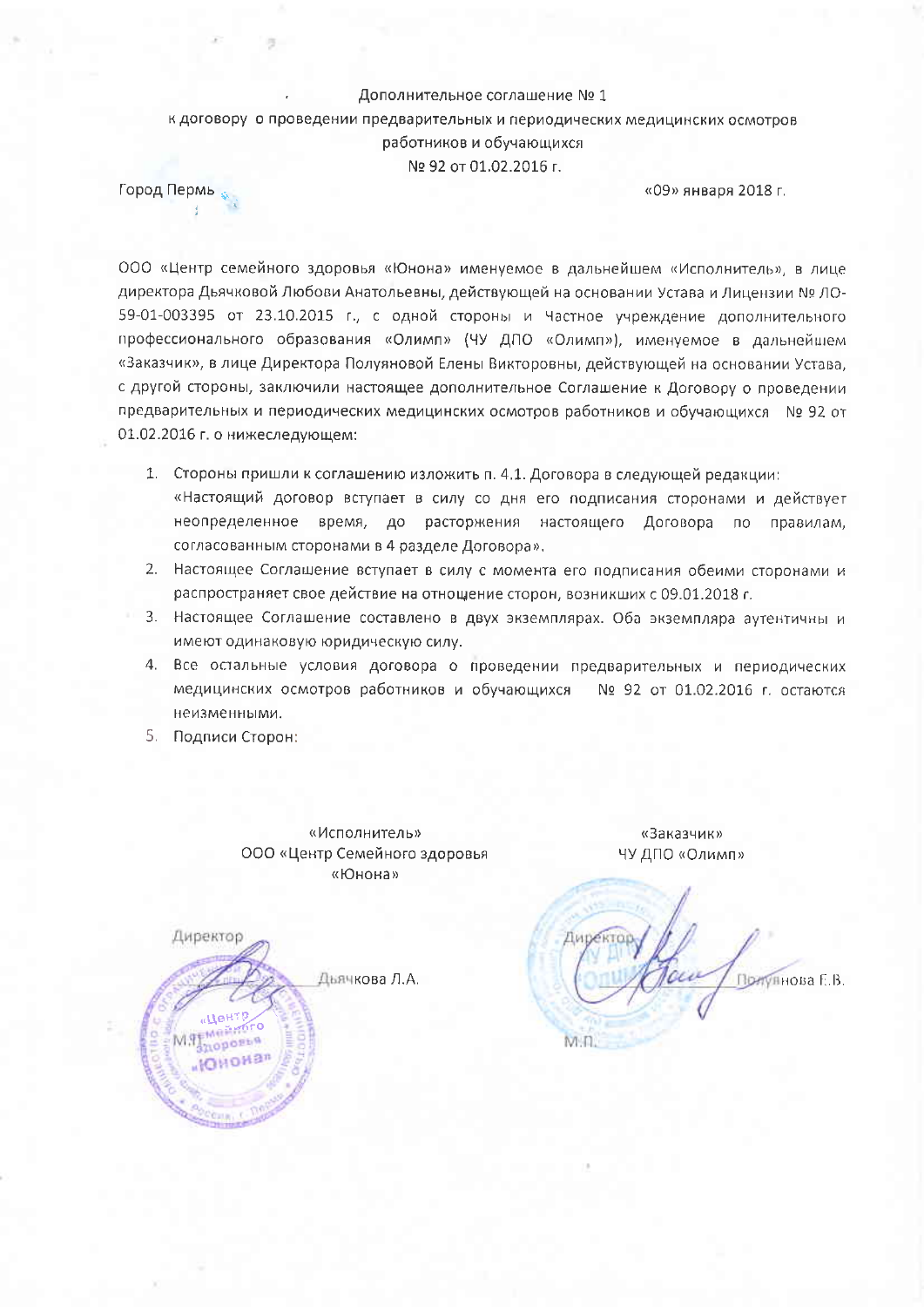Дополнительное соглашение № 1
к договору о проведении предварительных и периодических медицинских осмотров
работников и обучающихся
№ 92 от 01.02.2016 г.

Город Пермь «09» января 2018 г.

ООО «Центр семейного здоровья «Юнона» именуемое в дальнейшем «Исполнитель», в лице директора Дьячковой Любови Анатольевны, действующей на основании Устава и Лицензии № ЛО-59-01-003395 от 23.10.2015 г., с одной стороны и Частное учреждение дополнительного профессионального образования «Олимп» (ЧУ ДПО «Олимп»), именуемое в дальнейшем «Заказчик», в лице Директора Полуяновой Елены Викторовны, действующей на основании Устава, с другой стороны, заключили настоящее дополнительное Соглашение к Договору о проведении предварительных и периодических медицинских осмотров работников и обучающихся № 92 от 01.02.2016 г. о нижеследующем:

1. Стороны пришли к соглашению изложить п. 4.1. Договора в следующей редакции:
   «Настоящий договор вступает в силу со дня его подписания сторонами и действует неопределенное время, до расторжения настоящего Договора по правилам, согласованным сторонами в 4 разделе Договора».
2. Настоящее Соглашение вступает в силу с момента его подписания обеими сторонами и распространяет свое действие на отношение сторон, возникших с 09.01.2018 г.
3. Настоящее Соглашение составлено в двух экземплярах. Оба экземпляра аутентичны и имеют одинаковую юридическую силу.
4. Все остальные условия договора о проведении предварительных и периодических медицинских осмотров работников и обучающихся № 92 от 01.02.2016 г. остаются неизменными.
5. Подписи Сторон:

| «Исполнитель» | «Заказчик» |
|---|---|
| ООО «Центр Семейного здоровья «Юнона» | ЧУ ДПО «Олимп» |
| Директор ________ Дьячкова Л.А. | Директор ________ Полуянова Е.В. |
| М.П. | М.П. |